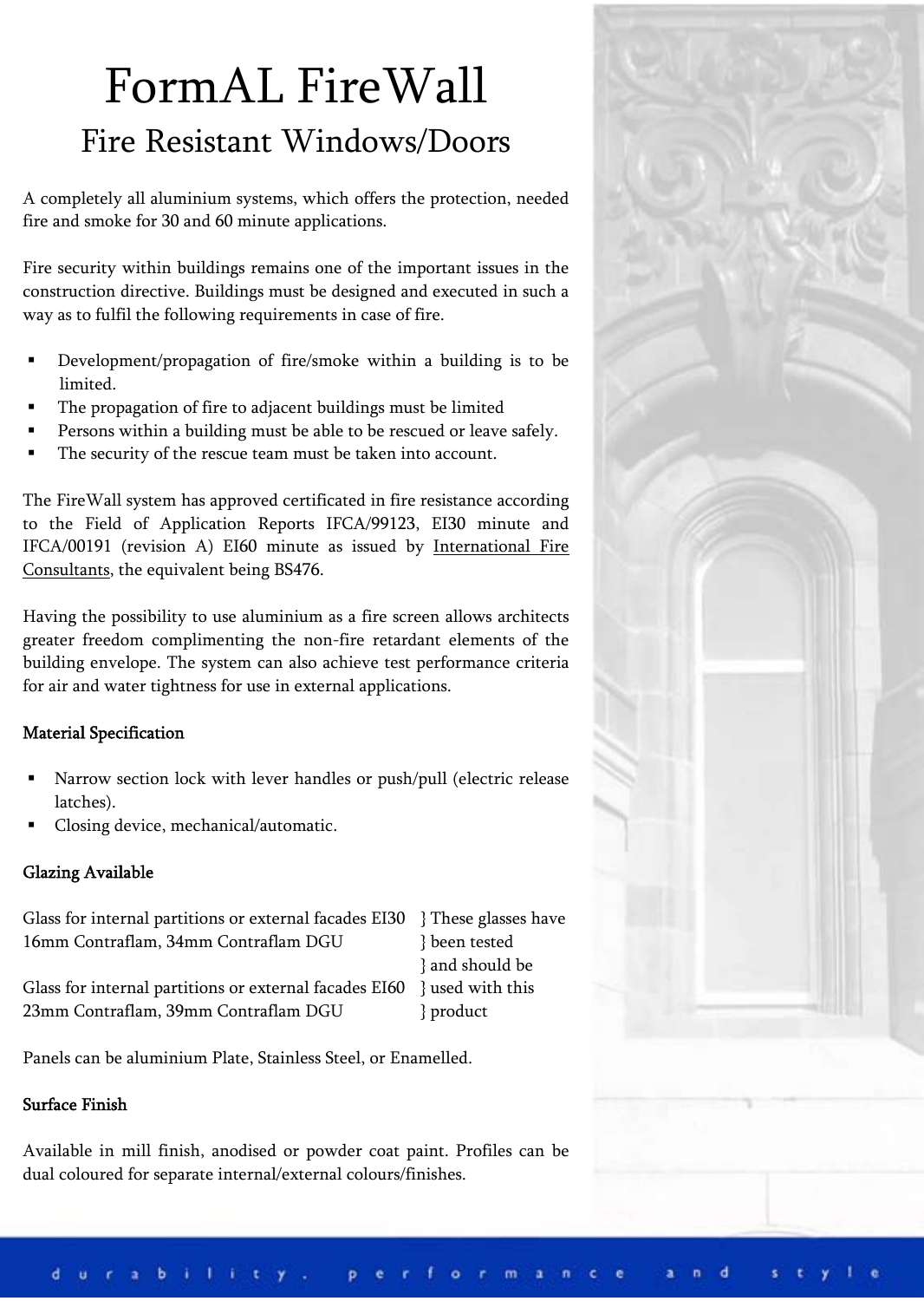# FormAL FireWall

## Fire Resistant Windows/Doors

A completely all aluminium systems, which offers the protection, needed fire and smoke for 30 and 60 minute applications.

Fire security within buildings remains one of the important issues in the construction directive. Buildings must be designed and executed in such a way as to fulfil the following requirements in case of fire.

- Development/propagation of fire/smoke within a building is to be limited.
- The propagation of fire to adjacent buildings must be limited
- Persons within a building must be able to be rescued or leave safely.
- The security of the rescue team must be taken into account.

The FireWall system has approved certificated in fire resistance according to the Field of Application Reports IFCA/99123, EI30 minute and IFCA/00191 (revision A) EI60 minute as issued by International Fire Consultants, the equivalent being BS476.

Having the possibility to use aluminium as a fire screen allows architects greater freedom complimenting the non-fire retardant elements of the building envelope. The system can also achieve test performance criteria for air and water tightness for use in external applications.

### Material Specification

- Narrow section lock with lever handles or push/pull (electric release latches).
- Closing device, mechanical/automatic.

### Glazing Available

Glass for internal partitions or external facades EI30
16mm Contraflam, 34mm Contraflam DGU

Glass for internal partitions or external facades EI60
23mm Contraflam, 39mm Contraflam DGU

} These glasses have been tested and should be used with this product

Panels can be aluminium Plate, Stainless Steel, or Enamelled.

### Surface Finish

Available in mill finish, anodised or powder coat paint. Profiles can be dual coloured for separate internal/external colours/finishes.

durability, performance and style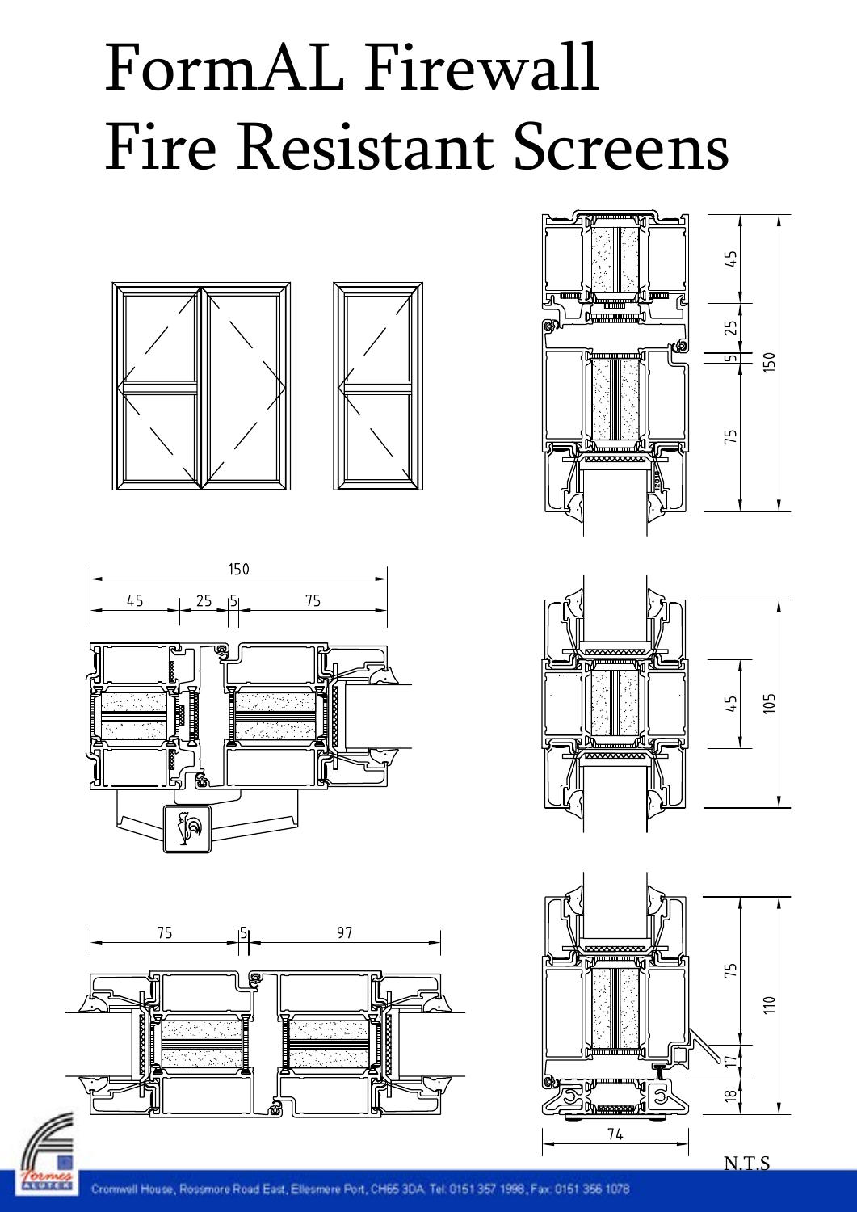# FormAL Firewall Fire Resistant Screens

45

25

5

150

75

150

45 25 5 75

45

105

75 5 97

75

110

17

18

74

N.T.S

Cromwell House, Rossmore Road East, Ellesmere Port, CH65 3DA. Tel: 0151 357 1998, Fax: 0151 356 1078